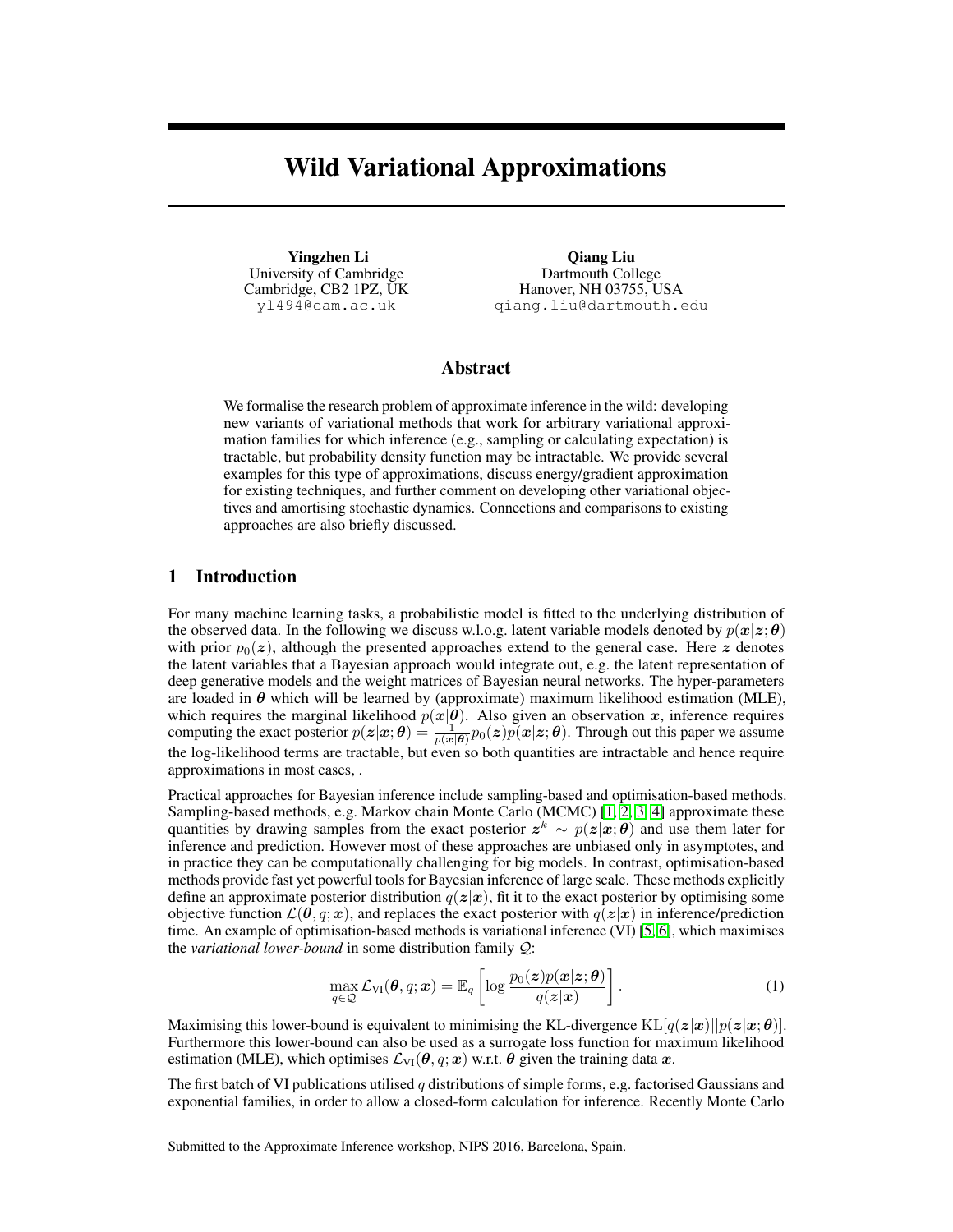# Wild Variational Approximations

**Yingzhen Li**
University of Cambridge
Cambridge, CB2 1PZ, UK
yl494@cam.ac.uk

**Qiang Liu**
Dartmouth College
Hanover, NH 03755, USA
qiang.liu@dartmouth.edu

## Abstract

We formalise the research problem of approximate inference in the wild: developing new variants of variational methods that work for arbitrary variational approximation families for which inference (e.g., sampling or calculating expectation) is tractable, but probability density function may be intractable. We provide several examples for this type of approximations, discuss energy/gradient approximation for existing techniques, and further comment on developing other variational objectives and amortising stochastic dynamics. Connections and comparisons to existing approaches are also briefly discussed.

## 1 Introduction

For many machine learning tasks, a probabilistic model is fitted to the underlying distribution of the observed data. In the following we discuss w.l.o.g. latent variable models denoted by $p(\boldsymbol{x}|\boldsymbol{z};\boldsymbol{\theta})$ with prior $p_0(\boldsymbol{z})$, although the presented approaches extend to the general case. Here $\boldsymbol{z}$ denotes the latent variables that a Bayesian approach would integrate out, e.g. the latent representation of deep generative models and the weight matrices of Bayesian neural networks. The hyper-parameters are loaded in $\boldsymbol{\theta}$ which will be learned by (approximate) maximum likelihood estimation (MLE), which requires the marginal likelihood $p(\boldsymbol{x}|\boldsymbol{\theta})$. Also given an observation $\boldsymbol{x}$, inference requires computing the exact posterior $p(\boldsymbol{z}|\boldsymbol{x};\boldsymbol{\theta}) = \frac{1}{p(\boldsymbol{x}|\boldsymbol{\theta})} p_0(\boldsymbol{z}) p(\boldsymbol{x}|\boldsymbol{z};\boldsymbol{\theta})$. Through out this paper we assume the log-likelihood terms are tractable, but even so both quantities are intractable and hence require approximations in most cases, .

Practical approaches for Bayesian inference include sampling-based and optimisation-based methods. Sampling-based methods, e.g. Markov chain Monte Carlo (MCMC) [1, 2, 3, 4] approximate these quantities by drawing samples from the exact posterior $\boldsymbol{z}^k \sim p(\boldsymbol{z}|\boldsymbol{x};\boldsymbol{\theta})$ and use them later for inference and prediction. However most of these approaches are unbiased only in asymptotes, and in practice they can be computationally challenging for big models. In contrast, optimisation-based methods provide fast yet powerful tools for Bayesian inference of large scale. These methods explicitly define an approximate posterior distribution $q(\boldsymbol{z}|\boldsymbol{x})$, fit it to the exact posterior by optimising some objective function $\mathcal{L}(\boldsymbol{\theta}, q; \boldsymbol{x})$, and replaces the exact posterior with $q(\boldsymbol{z}|\boldsymbol{x})$ in inference/prediction time. An example of optimisation-based methods is variational inference (VI) [5, 6], which maximises the *variational lower-bound* in some distribution family $\mathcal{Q}$:

$$\max_{q \in \mathcal{Q}} \mathcal{L}_{\text{VI}}(\boldsymbol{\theta}, q; \boldsymbol{x}) = \mathbb{E}_q \left[ \log \frac{p_0(\boldsymbol{z}) p(\boldsymbol{x}|\boldsymbol{z};\boldsymbol{\theta})}{q(\boldsymbol{z}|\boldsymbol{x})} \right]. \tag{1}$$

Maximising this lower-bound is equivalent to minimising the KL-divergence $\text{KL}[q(\boldsymbol{z}|\boldsymbol{x})||p(\boldsymbol{z}|\boldsymbol{x};\boldsymbol{\theta})]$. Furthermore this lower-bound can also be used as a surrogate loss function for maximum likelihood estimation (MLE), which optimises $\mathcal{L}_{\text{VI}}(\boldsymbol{\theta}, q; \boldsymbol{x})$ w.r.t. $\boldsymbol{\theta}$ given the training data $\boldsymbol{x}$.

The first batch of VI publications utilised $q$ distributions of simple forms, e.g. factorised Gaussians and exponential families, in order to allow a closed-form calculation for inference. Recently Monte Carlo

Submitted to the Approximate Inference workshop, NIPS 2016, Barcelona, Spain.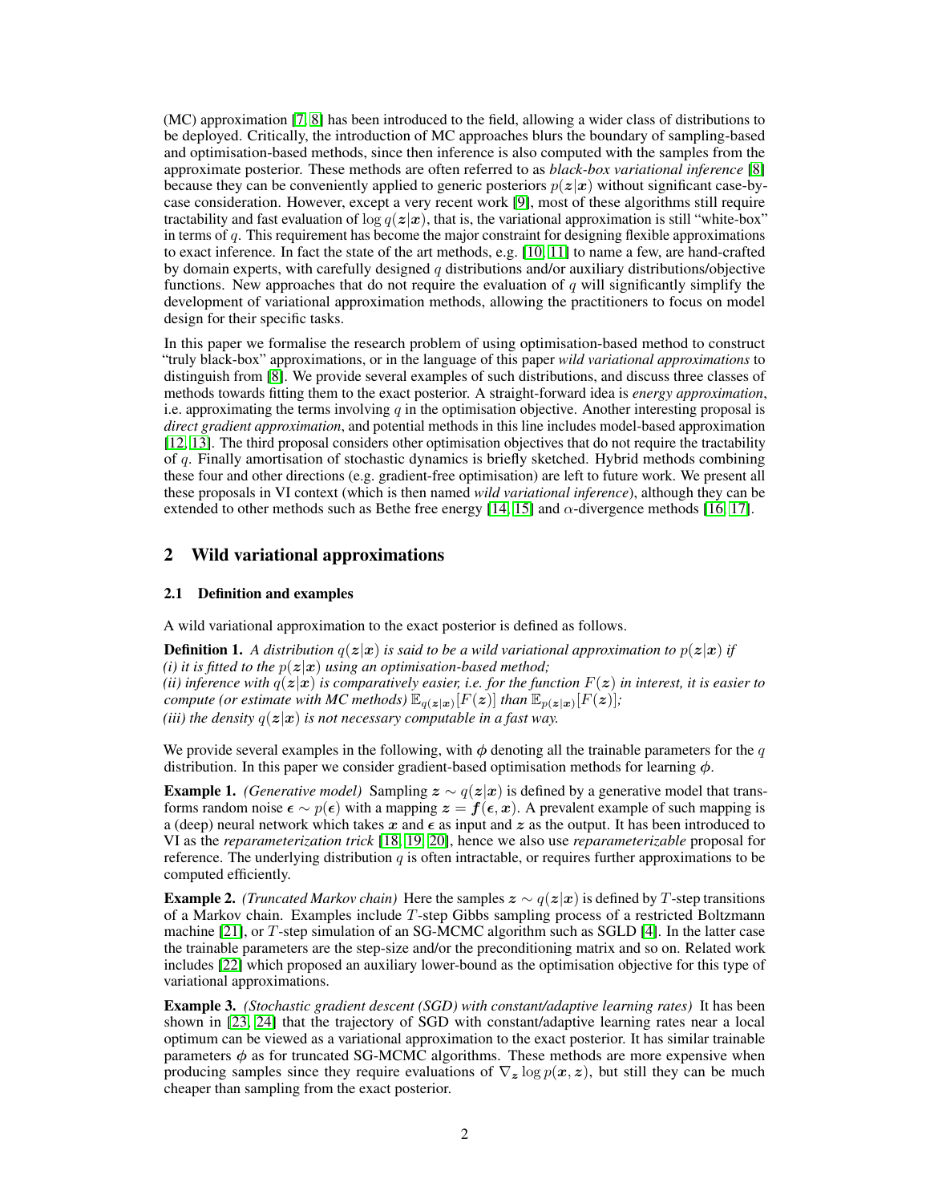(MC) approximation [7, 8] has been introduced to the field, allowing a wider class of distributions to be deployed. Critically, the introduction of MC approaches blurs the boundary of sampling-based and optimisation-based methods, since then inference is also computed with the samples from the approximate posterior. These methods are often referred to as *black-box variational inference* [8] because they can be conveniently applied to generic posteriors $p(\boldsymbol{z}|\boldsymbol{x})$ without significant case-by-case consideration. However, except a very recent work [9], most of these algorithms still require tractability and fast evaluation of $\log q(\boldsymbol{z}|\boldsymbol{x})$, that is, the variational approximation is still "white-box" in terms of $q$. This requirement has become the major constraint for designing flexible approximations to exact inference. In fact the state of the art methods, e.g. [10, 11] to name a few, are hand-crafted by domain experts, with carefully designed $q$ distributions and/or auxiliary distributions/objective functions. New approaches that do not require the evaluation of $q$ will significantly simplify the development of variational approximation methods, allowing the practitioners to focus on model design for their specific tasks.

In this paper we formalise the research problem of using optimisation-based method to construct "truly black-box" approximations, or in the language of this paper *wild variational approximations* to distinguish from [8]. We provide several examples of such distributions, and discuss three classes of methods towards fitting them to the exact posterior. A straight-forward idea is *energy approximation*, i.e. approximating the terms involving $q$ in the optimisation objective. Another interesting proposal is *direct gradient approximation*, and potential methods in this line includes model-based approximation [12, 13]. The third proposal considers other optimisation objectives that do not require the tractability of $q$. Finally amortisation of stochastic dynamics is briefly sketched. Hybrid methods combining these four and other directions (e.g. gradient-free optimisation) are left to future work. We present all these proposals in VI context (which is then named *wild variational inference*), although they can be extended to other methods such as Bethe free energy [14, 15] and $\alpha$-divergence methods [16, 17].

## 2 Wild variational approximations

### 2.1 Definition and examples

A wild variational approximation to the exact posterior is defined as follows.

**Definition 1.** *A distribution $q(\boldsymbol{z}|\boldsymbol{x})$ is said to be a wild variational approximation to $p(\boldsymbol{z}|\boldsymbol{x})$ if*
*(i) it is fitted to the $p(\boldsymbol{z}|\boldsymbol{x})$ using an optimisation-based method;*
*(ii) inference with $q(\boldsymbol{z}|\boldsymbol{x})$ is comparatively easier, i.e. for the function $F(\boldsymbol{z})$ in interest, it is easier to compute (or estimate with MC methods) $\mathbb{E}_{q(\boldsymbol{z}|\boldsymbol{x})}[F(\boldsymbol{z})]$ than $\mathbb{E}_{p(\boldsymbol{z}|\boldsymbol{x})}[F(\boldsymbol{z})]$;*
*(iii) the density $q(\boldsymbol{z}|\boldsymbol{x})$ is not necessary computable in a fast way.*

We provide several examples in the following, with $\boldsymbol{\phi}$ denoting all the trainable parameters for the $q$ distribution. In this paper we consider gradient-based optimisation methods for learning $\boldsymbol{\phi}$.

**Example 1.** *(Generative model)* Sampling $\boldsymbol{z} \sim q(\boldsymbol{z}|\boldsymbol{x})$ is defined by a generative model that transforms random noise $\boldsymbol{\epsilon} \sim p(\boldsymbol{\epsilon})$ with a mapping $\boldsymbol{z} = \boldsymbol{f}(\boldsymbol{\epsilon}, \boldsymbol{x})$. A prevalent example of such mapping is a (deep) neural network which takes $\boldsymbol{x}$ and $\boldsymbol{\epsilon}$ as input and $\boldsymbol{z}$ as the output. It has been introduced to VI as the *reparameterization trick* [18, 19, 20], hence we also use *reparameterizable* proposal for reference. The underlying distribution $q$ is often intractable, or requires further approximations to be computed efficiently.

**Example 2.** *(Truncated Markov chain)* Here the samples $\boldsymbol{z} \sim q(\boldsymbol{z}|\boldsymbol{x})$ is defined by $T$-step transitions of a Markov chain. Examples include $T$-step Gibbs sampling process of a restricted Boltzmann machine [21], or $T$-step simulation of an SG-MCMC algorithm such as SGLD [4]. In the latter case the trainable parameters are the step-size and/or the preconditioning matrix and so on. Related work includes [22] which proposed an auxiliary lower-bound as the optimisation objective for this type of variational approximations.

**Example 3.** *(Stochastic gradient descent (SGD) with constant/adaptive learning rates)* It has been shown in [23, 24] that the trajectory of SGD with constant/adaptive learning rates near a local optimum can be viewed as a variational approximation to the exact posterior. It has similar trainable parameters $\boldsymbol{\phi}$ as for truncated SG-MCMC algorithms. These methods are more expensive when producing samples since they require evaluations of $\nabla_{\boldsymbol{z}} \log p(\boldsymbol{x}, \boldsymbol{z})$, but still they can be much cheaper than sampling from the exact posterior.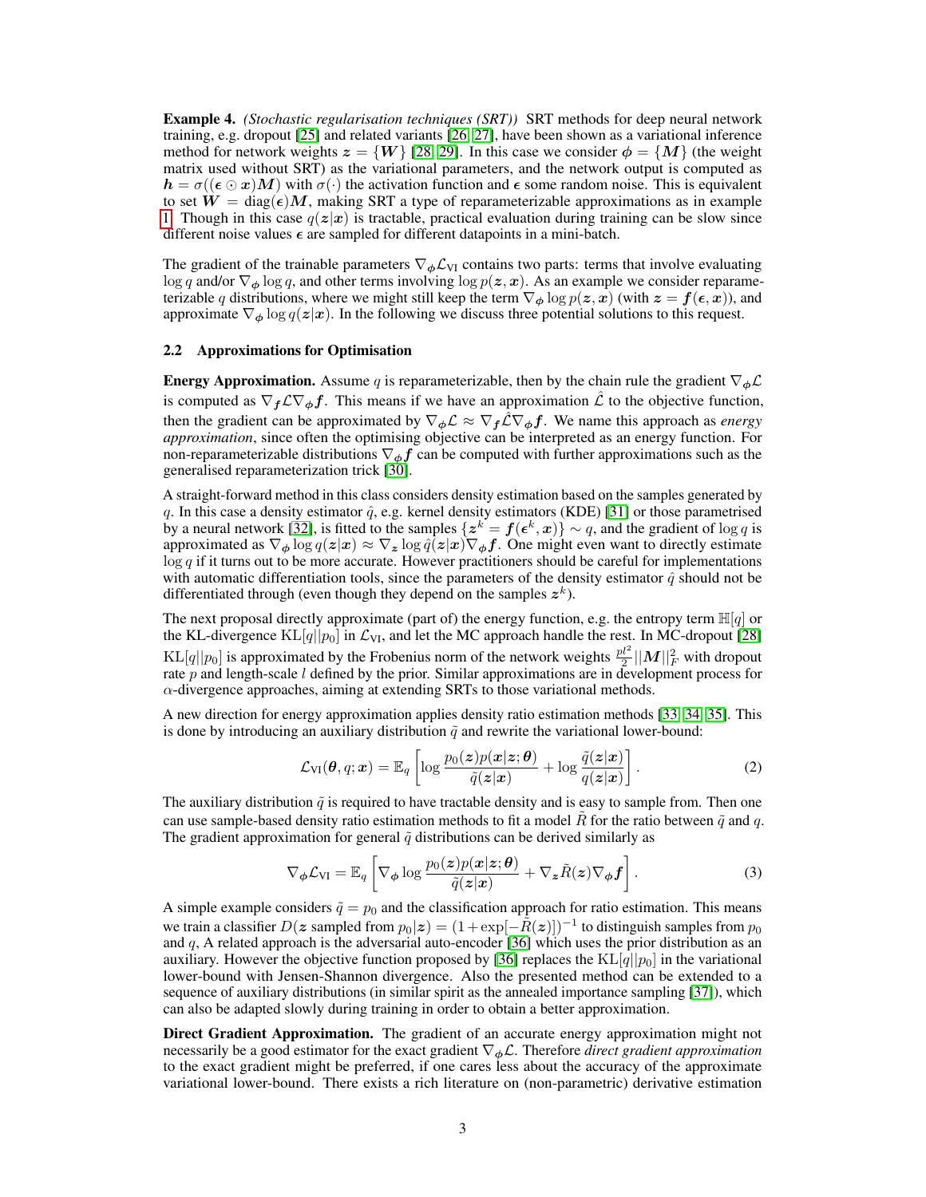**Example 4.** *(Stochastic regularisation techniques (SRT))* SRT methods for deep neural network training, e.g. dropout [25] and related variants [26, 27], have been shown as a variational inference method for network weights $\boldsymbol{z} = \{\boldsymbol{W}\}$ [28, 29]. In this case we consider $\boldsymbol{\phi} = \{\boldsymbol{M}\}$ (the weight matrix used without SRT) as the variational parameters, and the network output is computed as $\boldsymbol{h} = \sigma((\boldsymbol{\epsilon} \odot \boldsymbol{x})\boldsymbol{M})$ with $\sigma(\cdot)$ the activation function and $\boldsymbol{\epsilon}$ some random noise. This is equivalent to set $\boldsymbol{W} = \text{diag}(\boldsymbol{\epsilon})\boldsymbol{M}$, making SRT a type of reparameterizable approximations as in example 1. Though in this case $q(\boldsymbol{z}|\boldsymbol{x})$ is tractable, practical evaluation during training can be slow since different noise values $\boldsymbol{\epsilon}$ are sampled for different datapoints in a mini-batch.

The gradient of the trainable parameters $\nabla_{\boldsymbol{\phi}} \mathcal{L}_{\text{VI}}$ contains two parts: terms that involve evaluating $\log q$ and/or $\nabla_{\boldsymbol{\phi}} \log q$, and other terms involving $\log p(\boldsymbol{z}, \boldsymbol{x})$. As an example we consider reparameterizable $q$ distributions, where we might still keep the term $\nabla_{\boldsymbol{\phi}} \log p(\boldsymbol{z}, \boldsymbol{x})$ (with $\boldsymbol{z} = \boldsymbol{f}(\boldsymbol{\epsilon}, \boldsymbol{x})$), and approximate $\nabla_{\boldsymbol{\phi}} \log q(\boldsymbol{z}|\boldsymbol{x})$. In the following we discuss three potential solutions to this request.

### 2.2 Approximations for Optimisation

**Energy Approximation.** Assume $q$ is reparameterizable, then by the chain rule the gradient $\nabla_{\boldsymbol{\phi}} \mathcal{L}$ is computed as $\nabla_{\boldsymbol{f}} \mathcal{L} \nabla_{\boldsymbol{\phi}} \boldsymbol{f}$. This means if we have an approximation $\hat{\mathcal{L}}$ to the objective function, then the gradient can be approximated by $\nabla_{\boldsymbol{\phi}} \mathcal{L} \approx \nabla_{\boldsymbol{f}} \hat{\mathcal{L}} \nabla_{\boldsymbol{\phi}} \boldsymbol{f}$. We name this approach as *energy approximation*, since often the optimising objective can be interpreted as an energy function. For non-reparameterizable distributions $\nabla_{\boldsymbol{\phi}} \boldsymbol{f}$ can be computed with further approximations such as the generalised reparameterization trick [30].

A straight-forward method in this class considers density estimation based on the samples generated by $q$. In this case a density estimator $\hat{q}$, e.g. kernel density estimators (KDE) [31] or those parametrised by a neural network [32], is fitted to the samples $\{\boldsymbol{z}^k = \boldsymbol{f}(\boldsymbol{\epsilon}^k, \boldsymbol{x})\} \sim q$, and the gradient of $\log q$ is approximated as $\nabla_{\boldsymbol{\phi}} \log q(\boldsymbol{z}|\boldsymbol{x}) \approx \nabla_{\boldsymbol{z}} \log \hat{q}(\boldsymbol{z}|\boldsymbol{x}) \nabla_{\boldsymbol{\phi}} \boldsymbol{f}$. One might even want to directly estimate $\log q$ if it turns out to be more accurate. However practitioners should be careful for implementations with automatic differentiation tools, since the parameters of the density estimator $\hat{q}$ should not be differentiated through (even though they depend on the samples $\boldsymbol{z}^k$).

The next proposal directly approximate (part of) the energy function, e.g. the entropy term $\mathbb{H}[q]$ or the KL-divergence $\text{KL}[q||p_0]$ in $\mathcal{L}_{\text{VI}}$, and let the MC approach handle the rest. In MC-dropout [28] $\text{KL}[q||p_0]$ is approximated by the Frobenius norm of the network weights $\frac{pl^2}{2}||\boldsymbol{M}||_F^2$ with dropout rate $p$ and length-scale $l$ defined by the prior. Similar approximations are in development process for $\alpha$-divergence approaches, aiming at extending SRTs to those variational methods.

A new direction for energy approximation applies density ratio estimation methods [33, 34, 35]. This is done by introducing an auxiliary distribution $\tilde{q}$ and rewrite the variational lower-bound:

$$\mathcal{L}_{\text{VI}}(\boldsymbol{\theta}, q; \boldsymbol{x}) = \mathbb{E}_q \left[ \log \frac{p_0(\boldsymbol{z}) p(\boldsymbol{x}|\boldsymbol{z}; \boldsymbol{\theta})}{\tilde{q}(\boldsymbol{z}|\boldsymbol{x})} + \log \frac{\tilde{q}(\boldsymbol{z}|\boldsymbol{x})}{q(\boldsymbol{z}|\boldsymbol{x})} \right]. \tag{2}$$

The auxiliary distribution $\tilde{q}$ is required to have tractable density and is easy to sample from. Then one can use sample-based density ratio estimation methods to fit a model $\tilde{R}$ for the ratio between $\tilde{q}$ and $q$. The gradient approximation for general $\tilde{q}$ distributions can be derived similarly as

$$\nabla_{\boldsymbol{\phi}} \mathcal{L}_{\text{VI}} = \mathbb{E}_q \left[ \nabla_{\boldsymbol{\phi}} \log \frac{p_0(\boldsymbol{z}) p(\boldsymbol{x}|\boldsymbol{z}; \boldsymbol{\theta})}{\tilde{q}(\boldsymbol{z}|\boldsymbol{x})} + \nabla_{\boldsymbol{z}} \tilde{R}(\boldsymbol{z}) \nabla_{\boldsymbol{\phi}} \boldsymbol{f} \right]. \tag{3}$$

A simple example considers $\tilde{q} = p_0$ and the classification approach for ratio estimation. This means we train a classifier $D(\boldsymbol{z} \text{ sampled from } p_0|\boldsymbol{z}) = (1 + \exp[-\tilde{R}(\boldsymbol{z})])^{-1}$ to distinguish samples from $p_0$ and $q$, A related approach is the adversarial auto-encoder [36] which uses the prior distribution as an auxiliary. However the objective function proposed by [36] replaces the $\text{KL}[q||p_0]$ in the variational lower-bound with Jensen-Shannon divergence. Also the presented method can be extended to a sequence of auxiliary distributions (in similar spirit as the annealed importance sampling [37]), which can also be adapted slowly during training in order to obtain a better approximation.

**Direct Gradient Approximation.** The gradient of an accurate energy approximation might not necessarily be a good estimator for the exact gradient $\nabla_{\boldsymbol{\phi}} \mathcal{L}$. Therefore *direct gradient approximation* to the exact gradient might be preferred, if one cares less about the accuracy of the approximate variational lower-bound. There exists a rich literature on (non-parametric) derivative estimation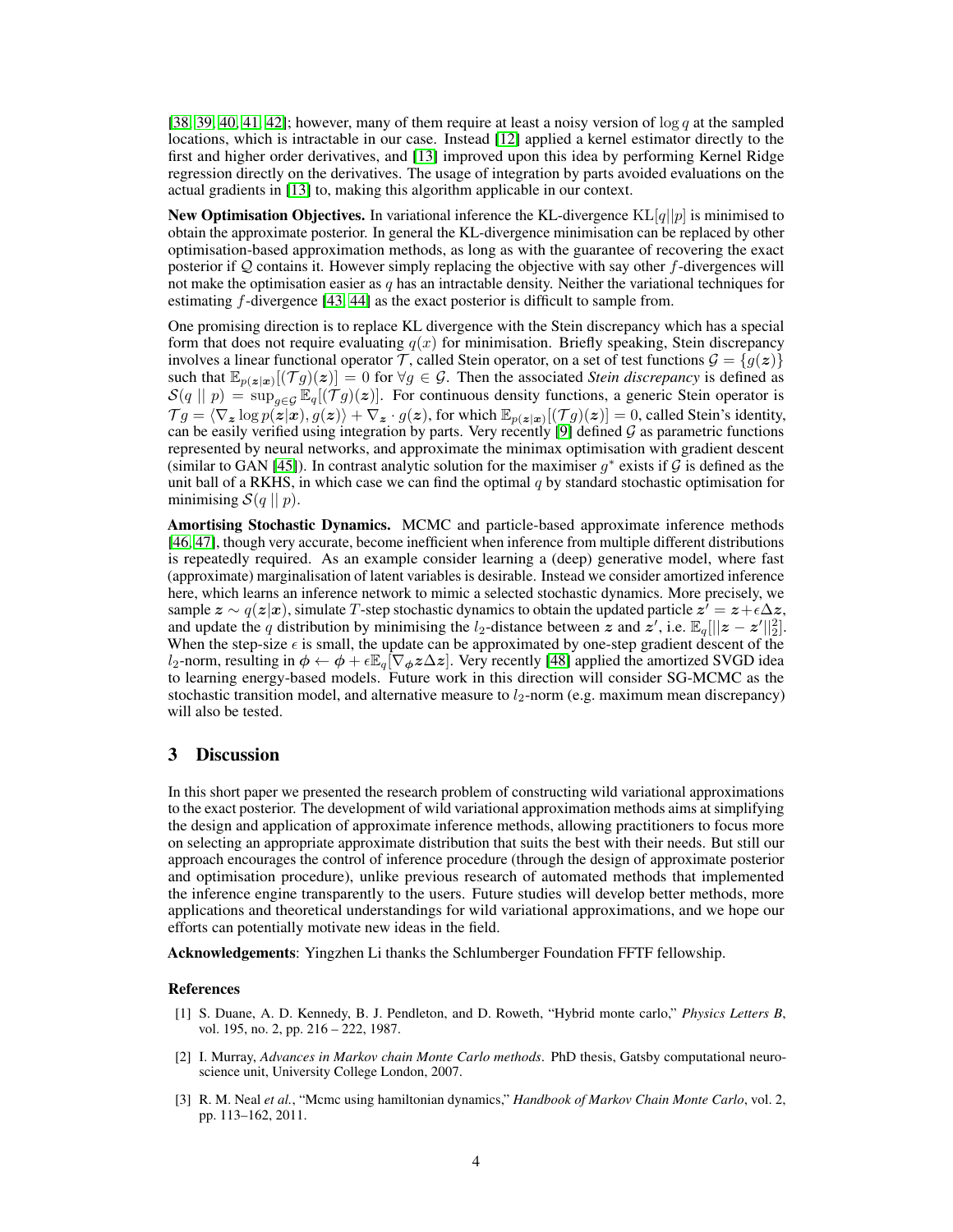[38, 39, 40, 41, 42]; however, many of them require at least a noisy version of $\log q$ at the sampled locations, which is intractable in our case. Instead [12] applied a kernel estimator directly to the first and higher order derivatives, and [13] improved upon this idea by performing Kernel Ridge regression directly on the derivatives. The usage of integration by parts avoided evaluations on the actual gradients in [13] to, making this algorithm applicable in our context.

**New Optimisation Objectives.** In variational inference the KL-divergence $\mathrm{KL}[q||p]$ is minimised to obtain the approximate posterior. In general the KL-divergence minimisation can be replaced by other optimisation-based approximation methods, as long as with the guarantee of recovering the exact posterior if $\mathcal{Q}$ contains it. However simply replacing the objective with say other $f$-divergences will not make the optimisation easier as $q$ has an intractable density. Neither the variational techniques for estimating $f$-divergence [43, 44] as the exact posterior is difficult to sample from.

One promising direction is to replace KL divergence with the Stein discrepancy which has a special form that does not require evaluating $q(x)$ for minimisation. Briefly speaking, Stein discrepancy involves a linear functional operator $\mathcal{T}$, called Stein operator, on a set of test functions $\mathcal{G} = \{g(\boldsymbol{z})\}$ such that $\mathbb{E}_{p(\boldsymbol{z}|\boldsymbol{x})}[(\mathcal{T}g)(\boldsymbol{z})] = 0$ for $\forall g \in \mathcal{G}$. Then the associated *Stein discrepancy* is defined as $\mathcal{S}(q \mid\mid p) = \sup_{g \in \mathcal{G}} \mathbb{E}_q[(\mathcal{T}g)(\boldsymbol{z})]$. For continuous density functions, a generic Stein operator is $\mathcal{T}g = \langle \nabla_{\boldsymbol{z}} \log p(\boldsymbol{z}|\boldsymbol{x}), g(\boldsymbol{z}) \rangle + \nabla_{\boldsymbol{z}} \cdot g(\boldsymbol{z})$, for which $\mathbb{E}_{p(\boldsymbol{z}|\boldsymbol{x})}[(\mathcal{T}g)(\boldsymbol{z})] = 0$, called Stein's identity, can be easily verified using integration by parts. Very recently [9] defined $\mathcal{G}$ as parametric functions represented by neural networks, and approximate the minimax optimisation with gradient descent (similar to GAN [45]). In contrast analytic solution for the maximiser $g^*$ exists if $\mathcal{G}$ is defined as the unit ball of a RKHS, in which case we can find the optimal $q$ by standard stochastic optimisation for minimising $\mathcal{S}(q \mid\mid p)$.

**Amortising Stochastic Dynamics.** MCMC and particle-based approximate inference methods [46, 47], though very accurate, become inefficient when inference from multiple different distributions is repeatedly required. As an example consider learning a (deep) generative model, where fast (approximate) marginalisation of latent variables is desirable. Instead we consider amortized inference here, which learns an inference network to mimic a selected stochastic dynamics. More precisely, we sample $\boldsymbol{z} \sim q(\boldsymbol{z}|\boldsymbol{x})$, simulate $T$-step stochastic dynamics to obtain the updated particle $\boldsymbol{z}' = \boldsymbol{z} + \epsilon \Delta \boldsymbol{z}$, and update the $q$ distribution by minimising the $l_2$-distance between $\boldsymbol{z}$ and $\boldsymbol{z}'$, i.e. $\mathbb{E}_q[||\boldsymbol{z} - \boldsymbol{z}'||_2^2]$. When the step-size $\epsilon$ is small, the update can be approximated by one-step gradient descent of the $l_2$-norm, resulting in $\boldsymbol{\phi} \leftarrow \boldsymbol{\phi} + \epsilon \mathbb{E}_q[\nabla_{\boldsymbol{\phi}} \boldsymbol{z} \Delta \boldsymbol{z}]$. Very recently [48] applied the amortized SVGD idea to learning energy-based models. Future work in this direction will consider SG-MCMC as the stochastic transition model, and alternative measure to $l_2$-norm (e.g. maximum mean discrepancy) will also be tested.

## 3 Discussion

In this short paper we presented the research problem of constructing wild variational approximations to the exact posterior. The development of wild variational approximation methods aims at simplifying the design and application of approximate inference methods, allowing practitioners to focus more on selecting an appropriate approximate distribution that suits the best with their needs. But still our approach encourages the control of inference procedure (through the design of approximate posterior and optimisation procedure), unlike previous research of automated methods that implemented the inference engine transparently to the users. Future studies will develop better methods, more applications and theoretical understandings for wild variational approximations, and we hope our efforts can potentially motivate new ideas in the field.

**Acknowledgements**: Yingzhen Li thanks the Schlumberger Foundation FFTF fellowship.

### References

[1] S. Duane, A. D. Kennedy, B. J. Pendleton, and D. Roweth, "Hybrid monte carlo," *Physics Letters B*, vol. 195, no. 2, pp. 216 – 222, 1987.

[2] I. Murray, *Advances in Markov chain Monte Carlo methods*. PhD thesis, Gatsby computational neuroscience unit, University College London, 2007.

[3] R. M. Neal *et al.*, "Mcmc using hamiltonian dynamics," *Handbook of Markov Chain Monte Carlo*, vol. 2, pp. 113–162, 2011.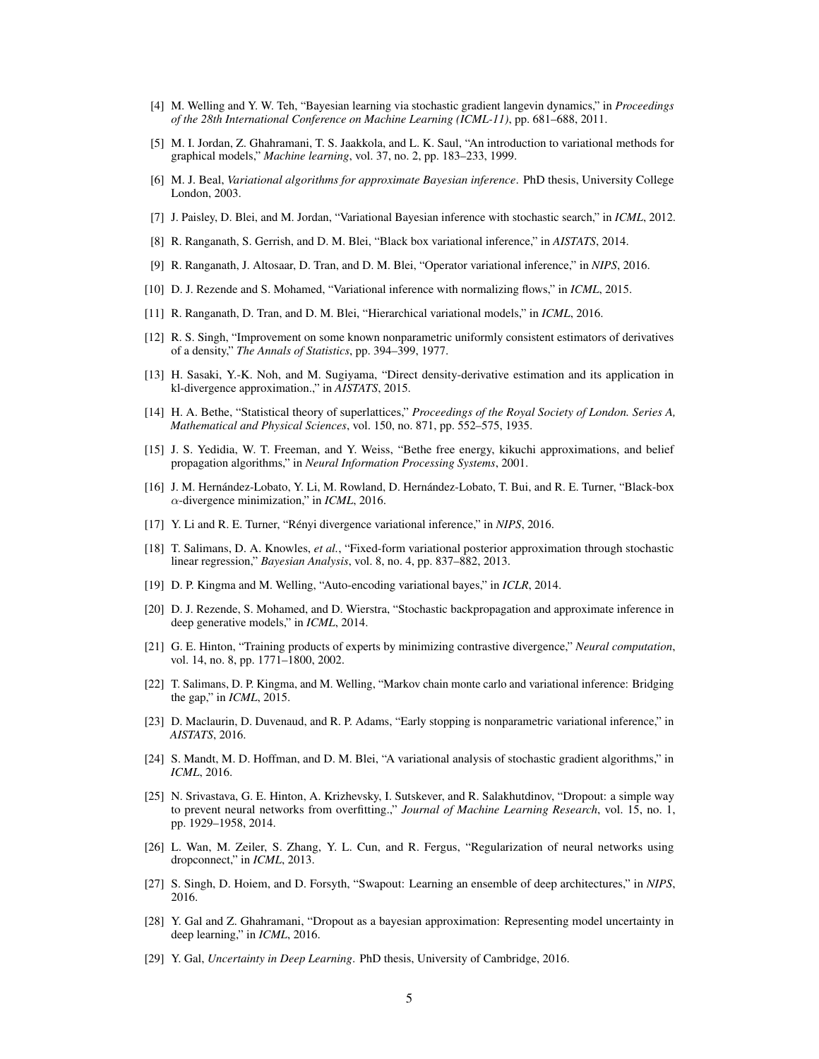[4] M. Welling and Y. W. Teh, "Bayesian learning via stochastic gradient langevin dynamics," in *Proceedings of the 28th International Conference on Machine Learning (ICML-11)*, pp. 681–688, 2011.

[5] M. I. Jordan, Z. Ghahramani, T. S. Jaakkola, and L. K. Saul, "An introduction to variational methods for graphical models," *Machine learning*, vol. 37, no. 2, pp. 183–233, 1999.

[6] M. J. Beal, *Variational algorithms for approximate Bayesian inference*. PhD thesis, University College London, 2003.

[7] J. Paisley, D. Blei, and M. Jordan, "Variational Bayesian inference with stochastic search," in *ICML*, 2012.

[8] R. Ranganath, S. Gerrish, and D. M. Blei, "Black box variational inference," in *AISTATS*, 2014.

[9] R. Ranganath, J. Altosaar, D. Tran, and D. M. Blei, "Operator variational inference," in *NIPS*, 2016.

[10] D. J. Rezende and S. Mohamed, "Variational inference with normalizing flows," in *ICML*, 2015.

[11] R. Ranganath, D. Tran, and D. M. Blei, "Hierarchical variational models," in *ICML*, 2016.

[12] R. S. Singh, "Improvement on some known nonparametric uniformly consistent estimators of derivatives of a density," *The Annals of Statistics*, pp. 394–399, 1977.

[13] H. Sasaki, Y.-K. Noh, and M. Sugiyama, "Direct density-derivative estimation and its application in kl-divergence approximation.," in *AISTATS*, 2015.

[14] H. A. Bethe, "Statistical theory of superlattices," *Proceedings of the Royal Society of London. Series A, Mathematical and Physical Sciences*, vol. 150, no. 871, pp. 552–575, 1935.

[15] J. S. Yedidia, W. T. Freeman, and Y. Weiss, "Bethe free energy, kikuchi approximations, and belief propagation algorithms," in *Neural Information Processing Systems*, 2001.

[16] J. M. Hernández-Lobato, Y. Li, M. Rowland, D. Hernández-Lobato, T. Bui, and R. E. Turner, "Black-box $\alpha$-divergence minimization," in *ICML*, 2016.

[17] Y. Li and R. E. Turner, "Rényi divergence variational inference," in *NIPS*, 2016.

[18] T. Salimans, D. A. Knowles, *et al.*, "Fixed-form variational posterior approximation through stochastic linear regression," *Bayesian Analysis*, vol. 8, no. 4, pp. 837–882, 2013.

[19] D. P. Kingma and M. Welling, "Auto-encoding variational bayes," in *ICLR*, 2014.

[20] D. J. Rezende, S. Mohamed, and D. Wierstra, "Stochastic backpropagation and approximate inference in deep generative models," in *ICML*, 2014.

[21] G. E. Hinton, "Training products of experts by minimizing contrastive divergence," *Neural computation*, vol. 14, no. 8, pp. 1771–1800, 2002.

[22] T. Salimans, D. P. Kingma, and M. Welling, "Markov chain monte carlo and variational inference: Bridging the gap," in *ICML*, 2015.

[23] D. Maclaurin, D. Duvenaud, and R. P. Adams, "Early stopping is nonparametric variational inference," in *AISTATS*, 2016.

[24] S. Mandt, M. D. Hoffman, and D. M. Blei, "A variational analysis of stochastic gradient algorithms," in *ICML*, 2016.

[25] N. Srivastava, G. E. Hinton, A. Krizhevsky, I. Sutskever, and R. Salakhutdinov, "Dropout: a simple way to prevent neural networks from overfitting.," *Journal of Machine Learning Research*, vol. 15, no. 1, pp. 1929–1958, 2014.

[26] L. Wan, M. Zeiler, S. Zhang, Y. L. Cun, and R. Fergus, "Regularization of neural networks using dropconnect," in *ICML*, 2013.

[27] S. Singh, D. Hoiem, and D. Forsyth, "Swapout: Learning an ensemble of deep architectures," in *NIPS*, 2016.

[28] Y. Gal and Z. Ghahramani, "Dropout as a bayesian approximation: Representing model uncertainty in deep learning," in *ICML*, 2016.

[29] Y. Gal, *Uncertainty in Deep Learning*. PhD thesis, University of Cambridge, 2016.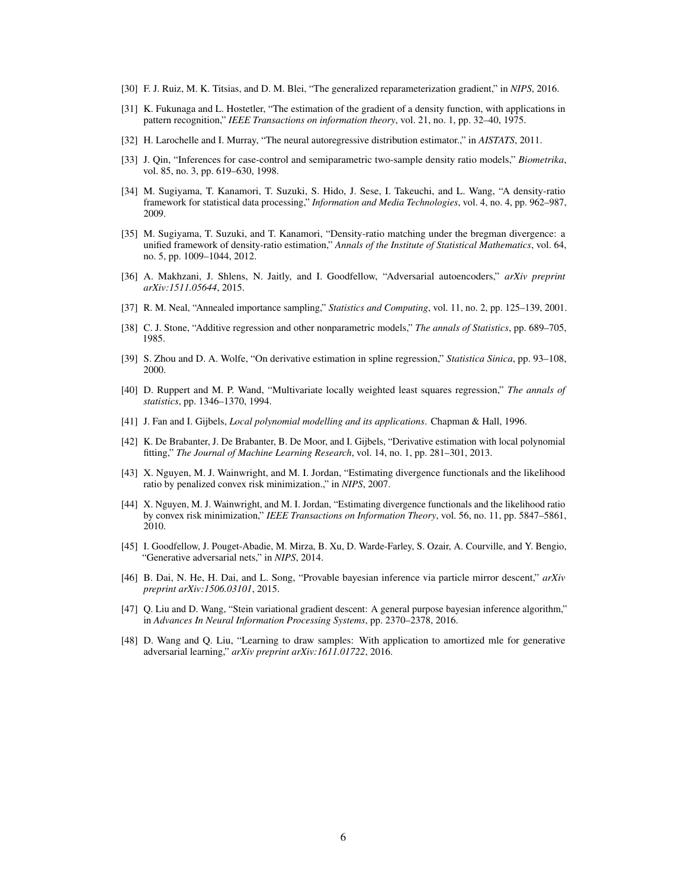[30] F. J. Ruiz, M. K. Titsias, and D. M. Blei, "The generalized reparameterization gradient," in *NIPS*, 2016.

[31] K. Fukunaga and L. Hostetler, "The estimation of the gradient of a density function, with applications in pattern recognition," *IEEE Transactions on information theory*, vol. 21, no. 1, pp. 32–40, 1975.

[32] H. Larochelle and I. Murray, "The neural autoregressive distribution estimator.," in *AISTATS*, 2011.

[33] J. Qin, "Inferences for case-control and semiparametric two-sample density ratio models," *Biometrika*, vol. 85, no. 3, pp. 619–630, 1998.

[34] M. Sugiyama, T. Kanamori, T. Suzuki, S. Hido, J. Sese, I. Takeuchi, and L. Wang, "A density-ratio framework for statistical data processing," *Information and Media Technologies*, vol. 4, no. 4, pp. 962–987, 2009.

[35] M. Sugiyama, T. Suzuki, and T. Kanamori, "Density-ratio matching under the bregman divergence: a unified framework of density-ratio estimation," *Annals of the Institute of Statistical Mathematics*, vol. 64, no. 5, pp. 1009–1044, 2012.

[36] A. Makhzani, J. Shlens, N. Jaitly, and I. Goodfellow, "Adversarial autoencoders," *arXiv preprint arXiv:1511.05644*, 2015.

[37] R. M. Neal, "Annealed importance sampling," *Statistics and Computing*, vol. 11, no. 2, pp. 125–139, 2001.

[38] C. J. Stone, "Additive regression and other nonparametric models," *The annals of Statistics*, pp. 689–705, 1985.

[39] S. Zhou and D. A. Wolfe, "On derivative estimation in spline regression," *Statistica Sinica*, pp. 93–108, 2000.

[40] D. Ruppert and M. P. Wand, "Multivariate locally weighted least squares regression," *The annals of statistics*, pp. 1346–1370, 1994.

[41] J. Fan and I. Gijbels, *Local polynomial modelling and its applications*. Chapman & Hall, 1996.

[42] K. De Brabanter, J. De Brabanter, B. De Moor, and I. Gijbels, "Derivative estimation with local polynomial fitting," *The Journal of Machine Learning Research*, vol. 14, no. 1, pp. 281–301, 2013.

[43] X. Nguyen, M. J. Wainwright, and M. I. Jordan, "Estimating divergence functionals and the likelihood ratio by penalized convex risk minimization.," in *NIPS*, 2007.

[44] X. Nguyen, M. J. Wainwright, and M. I. Jordan, "Estimating divergence functionals and the likelihood ratio by convex risk minimization," *IEEE Transactions on Information Theory*, vol. 56, no. 11, pp. 5847–5861, 2010.

[45] I. Goodfellow, J. Pouget-Abadie, M. Mirza, B. Xu, D. Warde-Farley, S. Ozair, A. Courville, and Y. Bengio, "Generative adversarial nets," in *NIPS*, 2014.

[46] B. Dai, N. He, H. Dai, and L. Song, "Provable bayesian inference via particle mirror descent," *arXiv preprint arXiv:1506.03101*, 2015.

[47] Q. Liu and D. Wang, "Stein variational gradient descent: A general purpose bayesian inference algorithm," in *Advances In Neural Information Processing Systems*, pp. 2370–2378, 2016.

[48] D. Wang and Q. Liu, "Learning to draw samples: With application to amortized mle for generative adversarial learning," *arXiv preprint arXiv:1611.01722*, 2016.